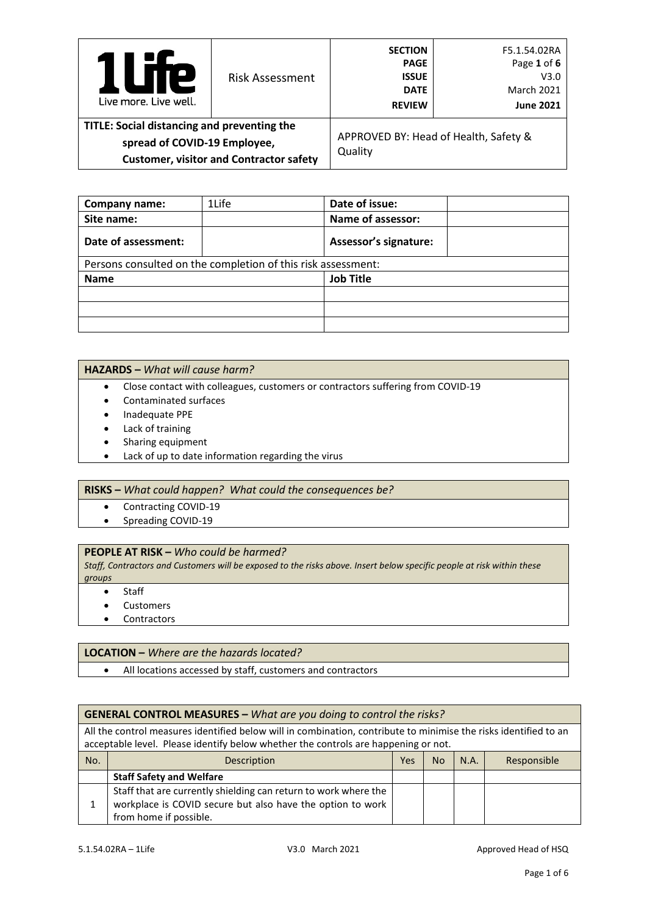| 1Life<br>Live more. Live well. | Risk Assessment | **SECTION**<br>**PAGE**<br>**ISSUE**<br>**DATE**<br>**REVIEW** | F5.1.54.02RA<br>Page **1** of **6**<br>V3.0<br>March 2021<br>**June 2021** |
|---|---|---|---|
| **TITLE: Social distancing and preventing the spread of COVID-19 Employee, Customer, visitor and Contractor safety** | | APPROVED BY: Head of Health, Safety & Quality | |

| **Company name:** | 1Life | **Date of issue:** | |
|---|---|---|---|
| **Site name:** | | **Name of assessor:** | |
| **Date of assessment:** | | **Assessor's signature:** | |
| Persons consulted on the completion of this risk assessment: | | | |
| **Name** | | **Job Title** | |
| | | | |
| | | | |
| | | | |

**HAZARDS –** *What will cause harm?*

- Close contact with colleagues, customers or contractors suffering from COVID-19
- Contaminated surfaces
- Inadequate PPE
- Lack of training
- Sharing equipment
- Lack of up to date information regarding the virus

**RISKS –** *What could happen? What could the consequences be?*

- Contracting COVID-19
- Spreading COVID-19

**PEOPLE AT RISK –** *Who could be harmed?*

*Staff, Contractors and Customers will be exposed to the risks above. Insert below specific people at risk within these groups*

- Staff
- Customers
- Contractors

**LOCATION –** *Where are the hazards located?*

- All locations accessed by staff, customers and contractors

**GENERAL CONTROL MEASURES –** *What are you doing to control the risks?*

All the control measures identified below will in combination, contribute to minimise the risks identified to an acceptable level. Please identify below whether the controls are happening or not.

| No. | Description | Yes | No | N.A. | Responsible |
|---|---|---|---|---|---|
| | **Staff Safety and Welfare** | | | | |
| 1 | Staff that are currently shielding can return to work where the workplace is COVID secure but also have the option to work from home if possible. | | | | |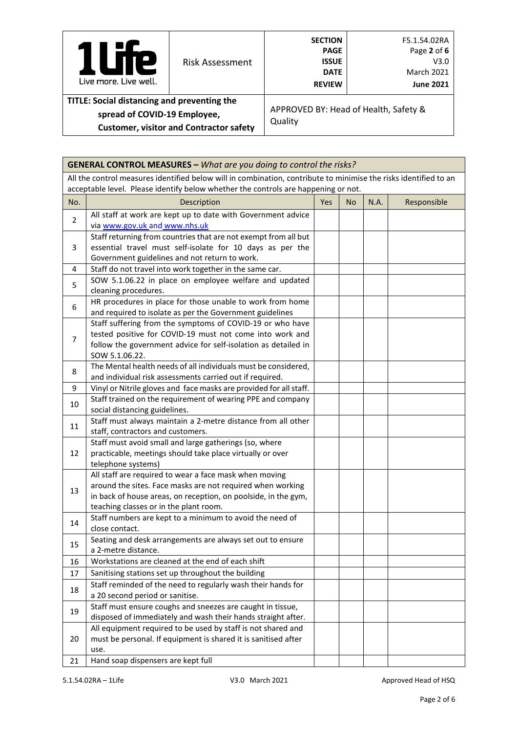| | Risk Assessment | SECTION | F5.1.54.02RA |
|---|---|---|---|
| | | PAGE | Page **2** of **6** |
| | | ISSUE | V3.0 |
| | | DATE | March 2021 |
| | | REVIEW | **June 2021** |

**TITLE: Social distancing and preventing the spread of COVID-19 Employee, Customer, visitor and Contractor safety**

APPROVED BY: Head of Health, Safety & Quality

| **GENERAL CONTROL MEASURES –** *What are you doing to control the risks?* | | | | | |
|---|---|---|---|---|---|
| All the control measures identified below will in combination, contribute to minimise the risks identified to an acceptable level. Please identify below whether the controls are happening or not. | | | | | |
| No. | Description | Yes | No | N.A. | Responsible |
| 2 | All staff at work are kept up to date with Government advice via www.gov.uk and www.nhs.uk | | | | |
| 3 | Staff returning from countries that are not exempt from all but essential travel must self-isolate for 10 days as per the Government guidelines and not return to work. | | | | |
| 4 | Staff do not travel into work together in the same car. | | | | |
| 5 | SOW 5.1.06.22 in place on employee welfare and updated cleaning procedures. | | | | |
| 6 | HR procedures in place for those unable to work from home and required to isolate as per the Government guidelines | | | | |
| 7 | Staff suffering from the symptoms of COVID-19 or who have tested positive for COVID-19 must not come into work and follow the government advice for self-isolation as detailed in SOW 5.1.06.22. | | | | |
| 8 | The Mental health needs of all individuals must be considered, and individual risk assessments carried out if required. | | | | |
| 9 | Vinyl or Nitrile gloves and face masks are provided for all staff. | | | | |
| 10 | Staff trained on the requirement of wearing PPE and company social distancing guidelines. | | | | |
| 11 | Staff must always maintain a 2-metre distance from all other staff, contractors and customers. | | | | |
| 12 | Staff must avoid small and large gatherings (so, where practicable, meetings should take place virtually or over telephone systems) | | | | |
| 13 | All staff are required to wear a face mask when moving around the sites. Face masks are not required when working in back of house areas, on reception, on poolside, in the gym, teaching classes or in the plant room. | | | | |
| 14 | Staff numbers are kept to a minimum to avoid the need of close contact. | | | | |
| 15 | Seating and desk arrangements are always set out to ensure a 2-metre distance. | | | | |
| 16 | Workstations are cleaned at the end of each shift | | | | |
| 17 | Sanitising stations set up throughout the building | | | | |
| 18 | Staff reminded of the need to regularly wash their hands for a 20 second period or sanitise. | | | | |
| 19 | Staff must ensure coughs and sneezes are caught in tissue, disposed of immediately and wash their hands straight after. | | | | |
| 20 | All equipment required to be used by staff is not shared and must be personal. If equipment is shared it is sanitised after use. | | | | |
| 21 | Hand soap dispensers are kept full | | | | |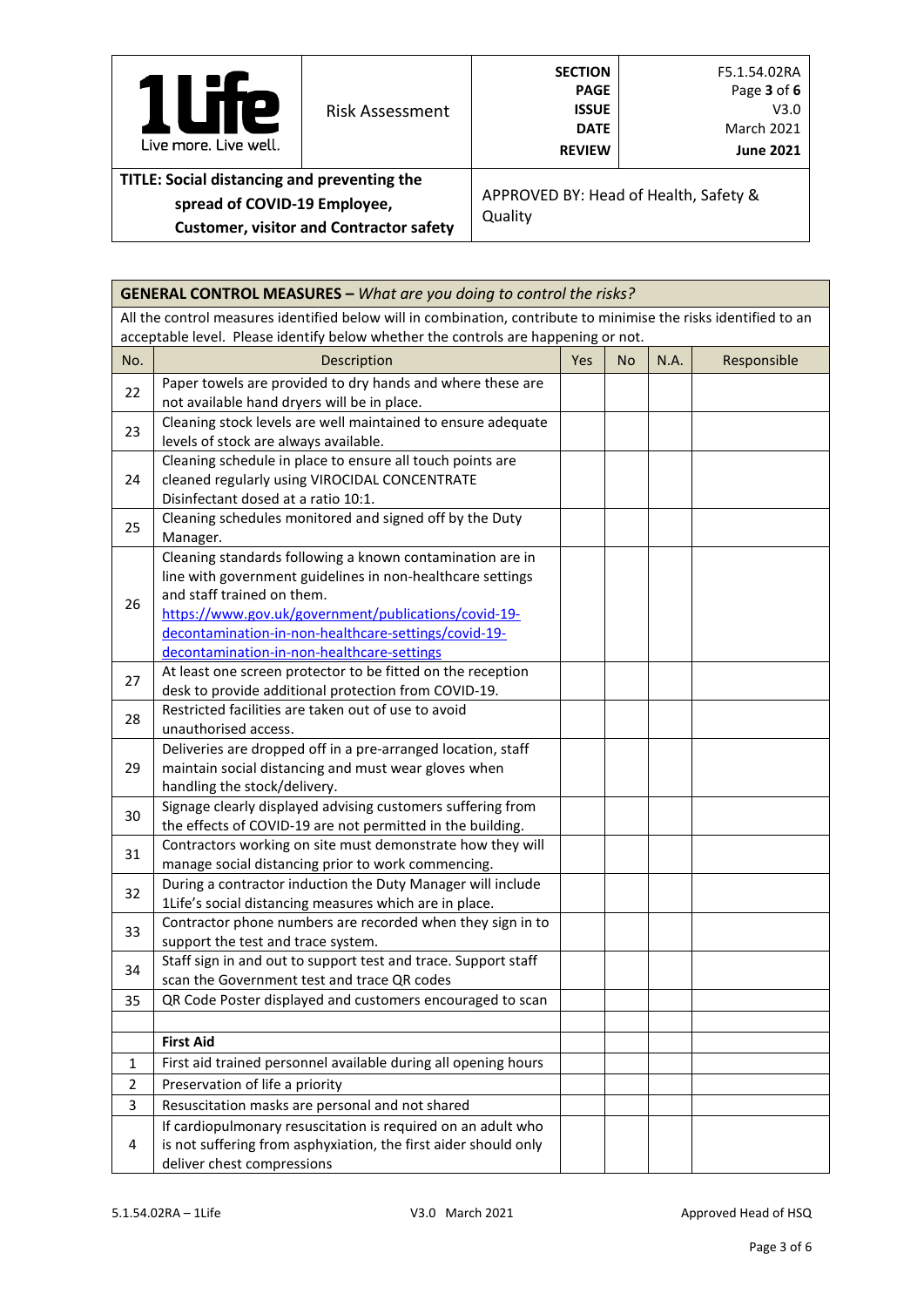| ![1Life logo] Live more. Live well. | Risk Assessment | SECTION<br>PAGE<br>ISSUE<br>DATE<br>REVIEW | F5.1.54.02RA<br>Page **3** of **6**<br>V3.0<br>March 2021<br>**June 2021** |
|---|---|---|---|
| **TITLE: Social distancing and preventing the spread of COVID-19 Employee, Customer, visitor and Contractor safety** | | APPROVED BY: Head of Health, Safety & Quality | |

| **GENERAL CONTROL MEASURES –** *What are you doing to control the risks?* | | | | | |
|---|---|---|---|---|---|
| All the control measures identified below will in combination, contribute to minimise the risks identified to an acceptable level. Please identify below whether the controls are happening or not. | | | | | |
| No. | Description | Yes | No | N.A. | Responsible |
| 22 | Paper towels are provided to dry hands and where these are not available hand dryers will be in place. | | | | |
| 23 | Cleaning stock levels are well maintained to ensure adequate levels of stock are always available. | | | | |
| 24 | Cleaning schedule in place to ensure all touch points are cleaned regularly using VIROCIDAL CONCENTRATE Disinfectant dosed at a ratio 10:1. | | | | |
| 25 | Cleaning schedules monitored and signed off by the Duty Manager. | | | | |
| 26 | Cleaning standards following a known contamination are in line with government guidelines in non-healthcare settings and staff trained on them. https://www.gov.uk/government/publications/covid-19-decontamination-in-non-healthcare-settings/covid-19-decontamination-in-non-healthcare-settings | | | | |
| 27 | At least one screen protector to be fitted on the reception desk to provide additional protection from COVID-19. | | | | |
| 28 | Restricted facilities are taken out of use to avoid unauthorised access. | | | | |
| 29 | Deliveries are dropped off in a pre-arranged location, staff maintain social distancing and must wear gloves when handling the stock/delivery. | | | | |
| 30 | Signage clearly displayed advising customers suffering from the effects of COVID-19 are not permitted in the building. | | | | |
| 31 | Contractors working on site must demonstrate how they will manage social distancing prior to work commencing. | | | | |
| 32 | During a contractor induction the Duty Manager will include 1Life's social distancing measures which are in place. | | | | |
| 33 | Contractor phone numbers are recorded when they sign in to support the test and trace system. | | | | |
| 34 | Staff sign in and out to support test and trace. Support staff scan the Government test and trace QR codes | | | | |
| 35 | QR Code Poster displayed and customers encouraged to scan | | | | |
| | | | | | |
| | **First Aid** | | | | |
| 1 | First aid trained personnel available during all opening hours | | | | |
| 2 | Preservation of life a priority | | | | |
| 3 | Resuscitation masks are personal and not shared | | | | |
| 4 | If cardiopulmonary resuscitation is required on an adult who is not suffering from asphyxiation, the first aider should only deliver chest compressions | | | | |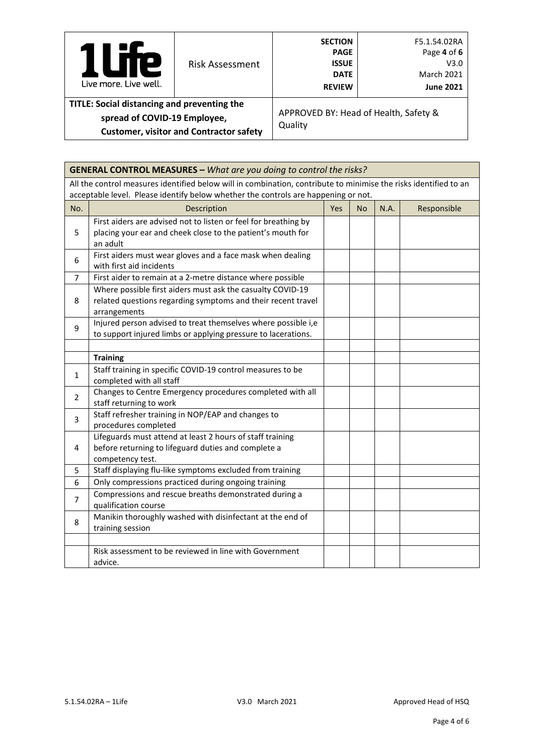| 1Life Live more. Live well. | Risk Assessment | SECTION PAGE ISSUE DATE REVIEW | F5.1.54.02RA Page **4** of **6** V3.0 March 2021 **June 2021** |
|---|---|---|---|
| **TITLE: Social distancing and preventing the spread of COVID-19 Employee, Customer, visitor and Contractor safety** | | APPROVED BY: Head of Health, Safety & Quality | |

**GENERAL CONTROL MEASURES –** *What are you doing to control the risks?*

All the control measures identified below will in combination, contribute to minimise the risks identified to an acceptable level. Please identify below whether the controls are happening or not.

| No. | Description | Yes | No | N.A. | Responsible |
|---|---|---|---|---|---|
| 5 | First aiders are advised not to listen or feel for breathing by placing your ear and cheek close to the patient's mouth for an adult | | | | |
| 6 | First aiders must wear gloves and a face mask when dealing with first aid incidents | | | | |
| 7 | First aider to remain at a 2-metre distance where possible | | | | |
| 8 | Where possible first aiders must ask the casualty COVID-19 related questions regarding symptoms and their recent travel arrangements | | | | |
| 9 | Injured person advised to treat themselves where possible i,e to support injured limbs or applying pressure to lacerations. | | | | |
| | | | | | |
| | **Training** | | | | |
| 1 | Staff training in specific COVID-19 control measures to be completed with all staff | | | | |
| 2 | Changes to Centre Emergency procedures completed with all staff returning to work | | | | |
| 3 | Staff refresher training in NOP/EAP and changes to procedures completed | | | | |
| 4 | Lifeguards must attend at least 2 hours of staff training before returning to lifeguard duties and complete a competency test. | | | | |
| 5 | Staff displaying flu-like symptoms excluded from training | | | | |
| 6 | Only compressions practiced during ongoing training | | | | |
| 7 | Compressions and rescue breaths demonstrated during a qualification course | | | | |
| 8 | Manikin thoroughly washed with disinfectant at the end of training session | | | | |
| | | | | | |
| | Risk assessment to be reviewed in line with Government advice. | | | | |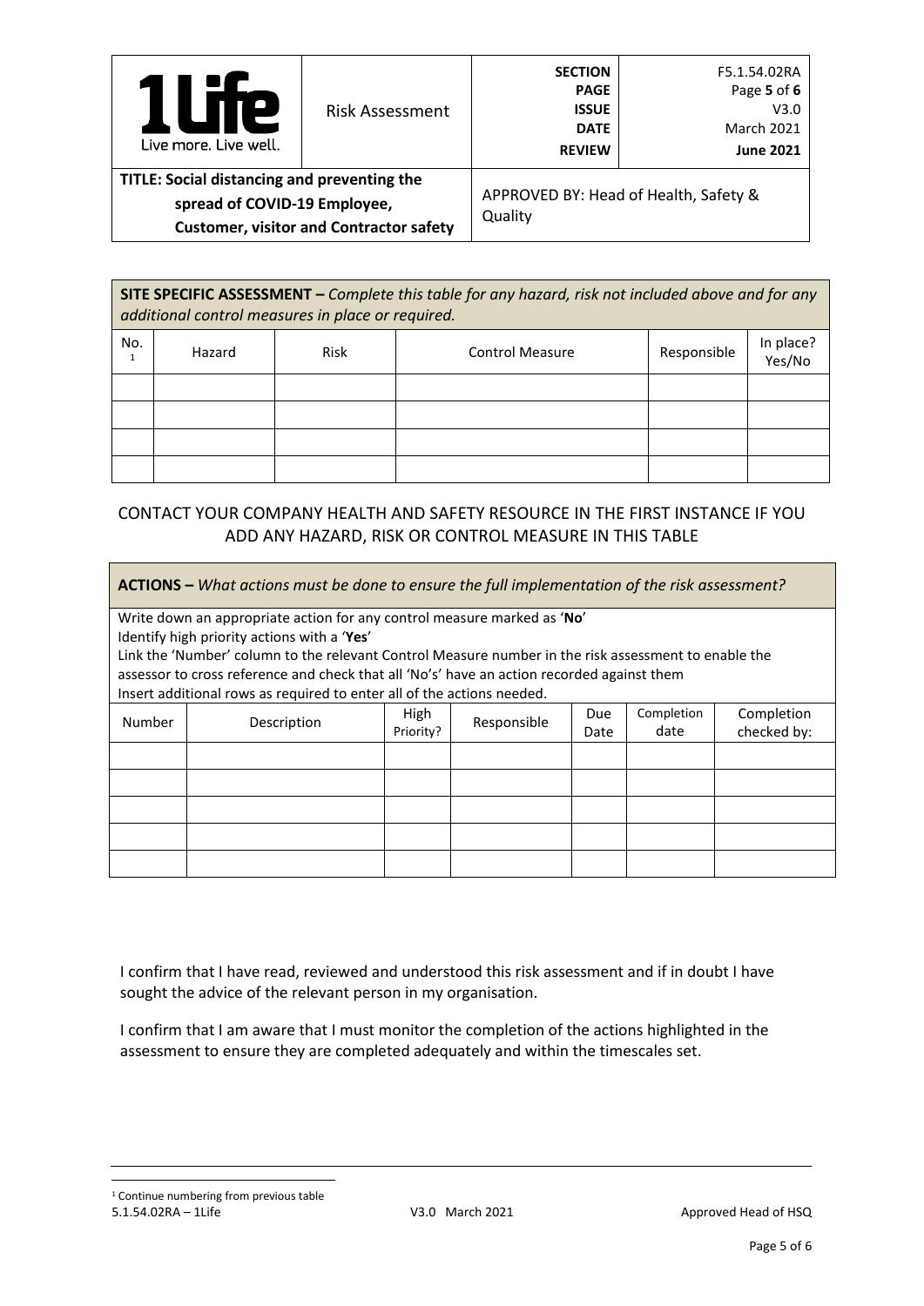| 1Life Live more. Live well. | Risk Assessment | SECTION PAGE ISSUE DATE REVIEW | F5.1.54.02RA Page 5 of 6 V3.0 March 2021 June 2021 |
|---|---|---|---|
| **TITLE: Social distancing and preventing the spread of COVID-19 Employee, Customer, visitor and Contractor safety** | | APPROVED BY: Head of Health, Safety & Quality | |

**SITE SPECIFIC ASSESSMENT –** *Complete this table for any hazard, risk not included above and for any additional control measures in place or required.*

| No.[1] | Hazard | Risk | Control Measure | Responsible | In place? Yes/No |
|---|---|---|---|---|---|
| | | | | | |
| | | | | | |
| | | | | | |
| | | | | | |

CONTACT YOUR COMPANY HEALTH AND SAFETY RESOURCE IN THE FIRST INSTANCE IF YOU ADD ANY HAZARD, RISK OR CONTROL MEASURE IN THIS TABLE

**ACTIONS –** *What actions must be done to ensure the full implementation of the risk assessment?*

Write down an appropriate action for any control measure marked as '**No**'
Identify high priority actions with a '**Yes**'
Link the 'Number' column to the relevant Control Measure number in the risk assessment to enable the assessor to cross reference and check that all 'No's' have an action recorded against them
Insert additional rows as required to enter all of the actions needed.

| Number | Description | High Priority? | Responsible | Due Date | Completion date | Completion checked by: |
|---|---|---|---|---|---|---|
| | | | | | | |
| | | | | | | |
| | | | | | | |
| | | | | | | |
| | | | | | | |

I confirm that I have read, reviewed and understood this risk assessment and if in doubt I have sought the advice of the relevant person in my organisation.

I confirm that I am aware that I must monitor the completion of the actions highlighted in the assessment to ensure they are completed adequately and within the timescales set.

[1] Continue numbering from previous table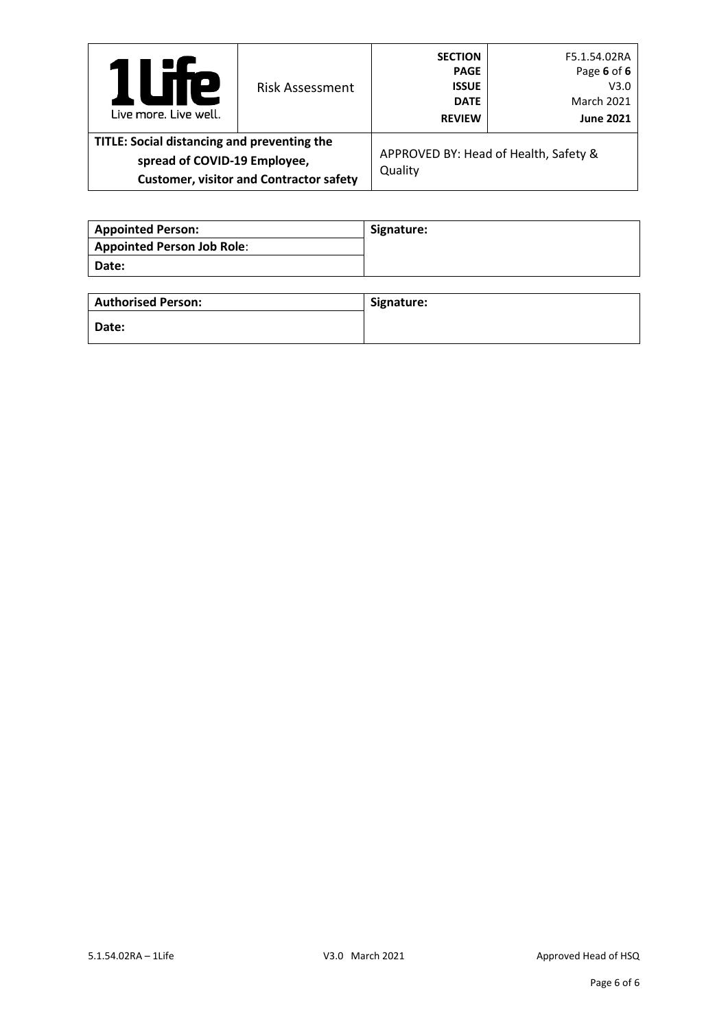| | | | |
|---|---|---|---|
| 1Life Live more. Live well. | Risk Assessment | **SECTION** **PAGE** **ISSUE** **DATE** **REVIEW** | F5.1.54.02RA Page **6** of **6** V3.0 March 2021 **June 2021** |
| **TITLE: Social distancing and preventing the spread of COVID-19 Employee, Customer, visitor and Contractor safety** | | APPROVED BY: Head of Health, Safety & Quality | |

| | |
|---|---|
| **Appointed Person:** | **Signature:** |
| **Appointed Person Job Role**: | |
| **Date:** | |

| | |
|---|---|
| **Authorised Person:** | **Signature:** |
| **Date:** | |